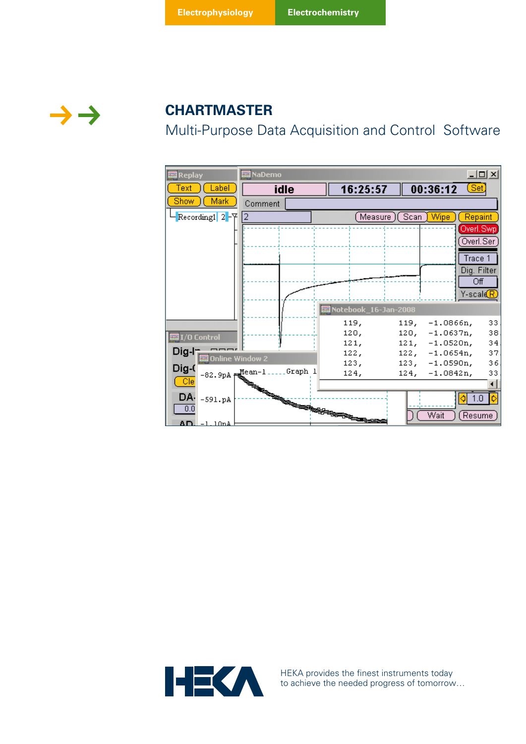Electrophysiology Electrochemistry

# CHARTMASTER

## Multi-Purpose Data Acquisition and Control Software

HEKA provides the finest instruments today to achieve the needed progress of tomorrow…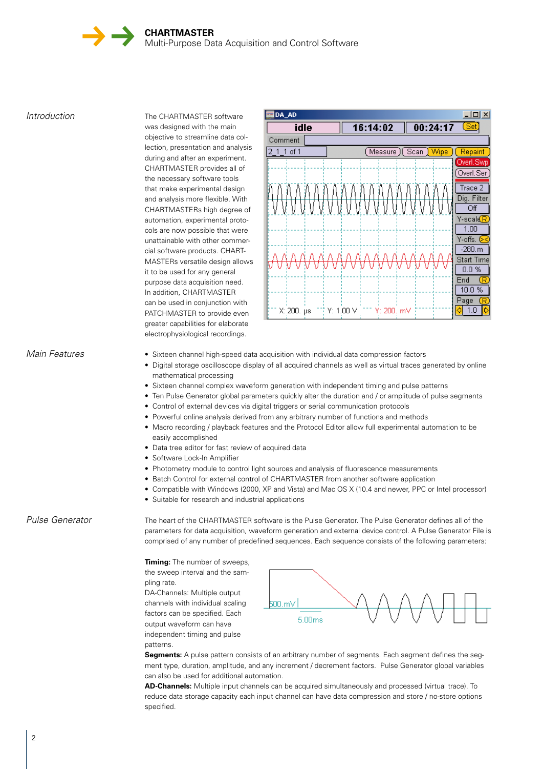**CHARTMASTER**
Multi-Purpose Data Acquisition and Control Software

## *Introduction*

The CHARTMASTER software was designed with the main objective to streamline data collection, presentation and analysis during and after an experiment. CHARTMASTER provides all of the necessary software tools that make experimental design and analysis more flexible. With CHARTMASTERs high degree of automation, experimental protocols are now possible that were unattainable with other commercial software products. CHARTMASTERs versatile design allows it to be used for any general purpose data acquisition need. In addition, CHARTMASTER can be used in conjunction with PATCHMASTER to provide even greater capabilities for elaborate electrophysiological recordings.

## *Main Features*

- Sixteen channel high-speed data acquisition with individual data compression factors
- Digital storage oscilloscope display of all acquired channels as well as virtual traces generated by online mathematical processing
- Sixteen channel complex waveform generation with independent timing and pulse patterns
- Ten Pulse Generator global parameters quickly alter the duration and / or amplitude of pulse segments
- Control of external devices via digital triggers or serial communication protocols
- Powerful online analysis derived from any arbitrary number of functions and methods
- Macro recording / playback features and the Protocol Editor allow full experimental automation to be easily accomplished
- Data tree editor for fast review of acquired data
- Software Lock-In Amplifier
- Photometry module to control light sources and analysis of fluorescence measurements
- Batch Control for external control of CHARTMASTER from another software application
- Compatible with Windows (2000, XP and Vista) and Mac OS X (10.4 and newer, PPC or Intel processor)
- Suitable for research and industrial applications

## *Pulse Generator*

The heart of the CHARTMASTER software is the Pulse Generator. The Pulse Generator defines all of the parameters for data acquisition, waveform generation and external device control. A Pulse Generator File is comprised of any number of predefined sequences. Each sequence consists of the following parameters:

**Timing:** The number of sweeps, the sweep interval and the sampling rate.
DA-Channels: Multiple output channels with individual scaling factors can be specified. Each output waveform can have independent timing and pulse patterns.
**Segments:** A pulse pattern consists of an arbitrary number of segments. Each segment defines the segment type, duration, amplitude, and any increment / decrement factors. Pulse Generator global variables can also be used for additional automation.
**AD-Channels:** Multiple input channels can be acquired simultaneously and processed (virtual trace). To reduce data storage capacity each input channel can have data compression and store / no-store options specified.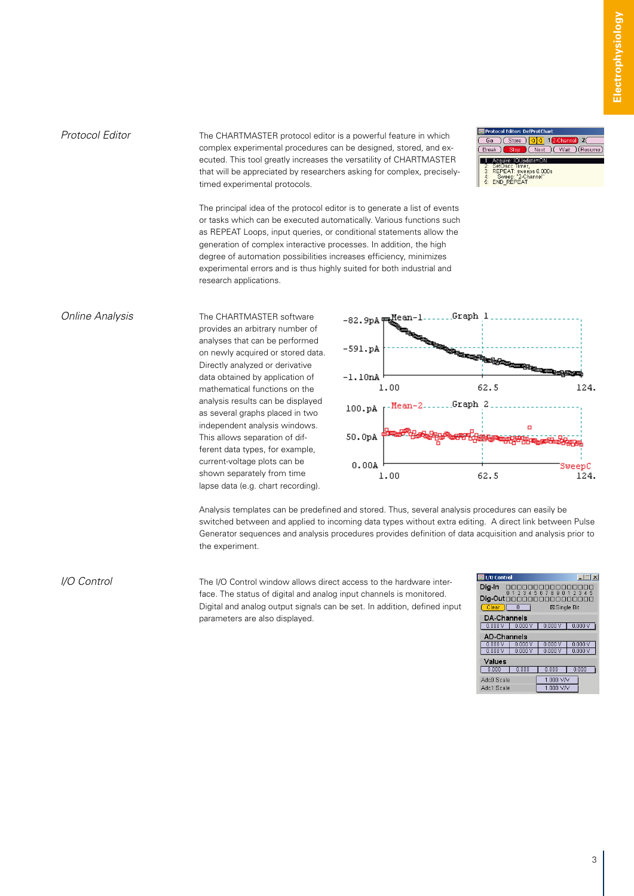## Protocol Editor

The CHARTMASTER protocol editor is a powerful feature in which complex experimental procedures can be designed, stored, and executed. This tool greatly increases the versatility of CHARTMASTER that will be appreciated by researchers asking for complex, precisely-timed experimental protocols.

The principal idea of the protocol editor is to generate a list of events or tasks which can be executed automatically. Various functions such as REPEAT Loops, input queries, or conditional statements allow the generation of complex interactive processes. In addition, the high degree of automation possibilities increases efficiency, minimizes experimental errors and is thus highly suited for both industrial and research applications.

## Online Analysis

The CHARTMASTER software provides an arbitrary number of analyses that can be performed on newly acquired or stored data. Directly analyzed or derivative data obtained by application of mathematical functions on the analysis results can be displayed as several graphs placed in two independent analysis windows. This allows separation of different data types, for example, current-voltage plots can be shown separately from time lapse data (e.g. chart recording).

Analysis templates can be predefined and stored. Thus, several analysis procedures can easily be switched between and applied to incoming data types without extra editing. A direct link between Pulse Generator sequences and analysis procedures provides definition of data acquisition and analysis prior to the experiment.

## I/O Control

The I/O Control window allows direct access to the hardware interface. The status of digital and analog input channels is monitored. Digital and analog output signals can be set. In addition, defined input parameters are also displayed.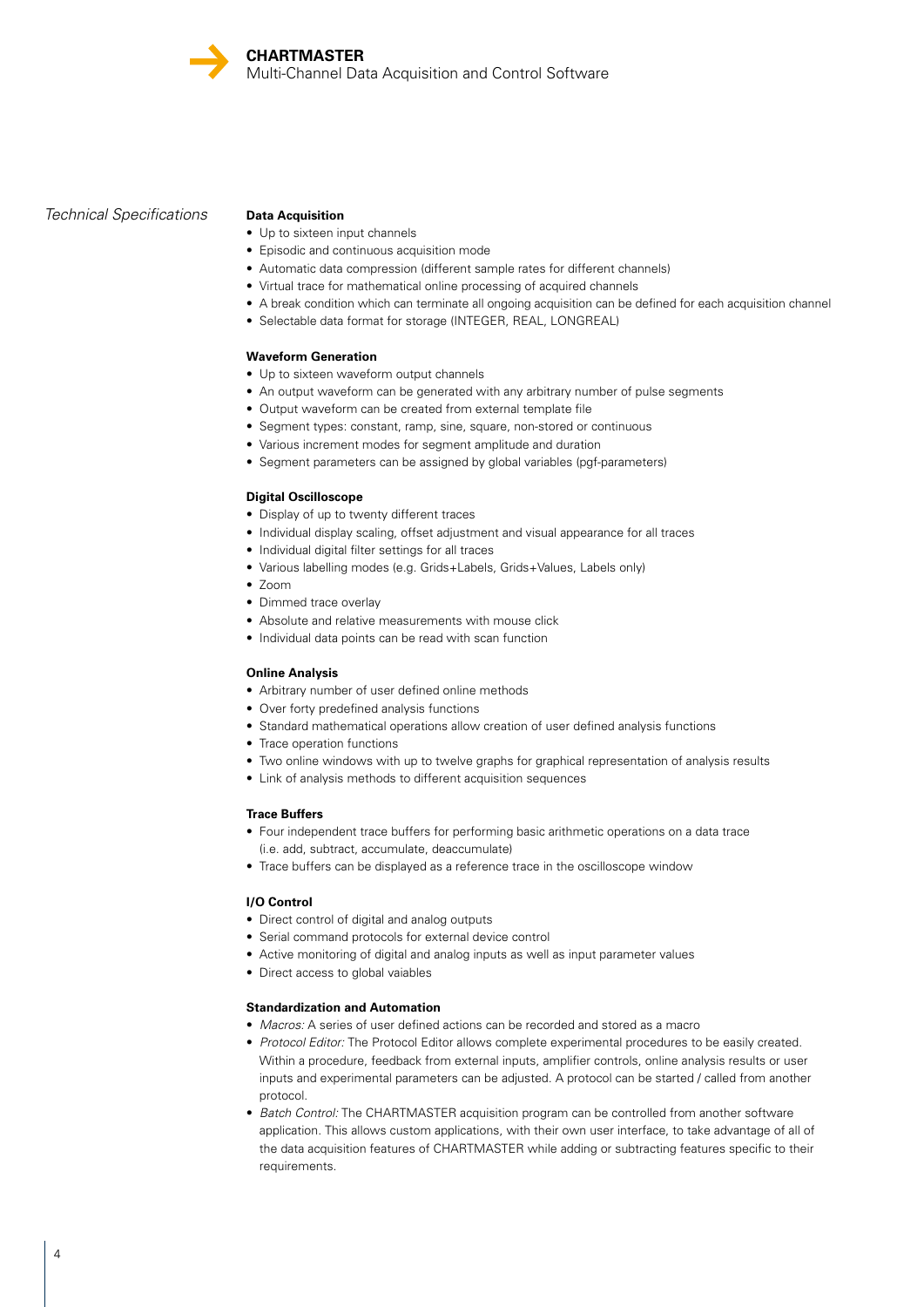## Technical Specifications

### Data Acquisition

- Up to sixteen input channels
- Episodic and continuous acquisition mode
- Automatic data compression (different sample rates for different channels)
- Virtual trace for mathematical online processing of acquired channels
- A break condition which can terminate all ongoing acquisition can be defined for each acquisition channel
- Selectable data format for storage (INTEGER, REAL, LONGREAL)

### Waveform Generation

- Up to sixteen waveform output channels
- An output waveform can be generated with any arbitrary number of pulse segments
- Output waveform can be created from external template file
- Segment types: constant, ramp, sine, square, non-stored or continuous
- Various increment modes for segment amplitude and duration
- Segment parameters can be assigned by global variables (pgf-parameters)

### Digital Oscilloscope

- Display of up to twenty different traces
- Individual display scaling, offset adjustment and visual appearance for all traces
- Individual digital filter settings for all traces
- Various labelling modes (e.g. Grids+Labels, Grids+Values, Labels only)
- Zoom
- Dimmed trace overlay
- Absolute and relative measurements with mouse click
- Individual data points can be read with scan function

### Online Analysis

- Arbitrary number of user defined online methods
- Over forty predefined analysis functions
- Standard mathematical operations allow creation of user defined analysis functions
- Trace operation functions
- Two online windows with up to twelve graphs for graphical representation of analysis results
- Link of analysis methods to different acquisition sequences

### Trace Buffers

- Four independent trace buffers for performing basic arithmetic operations on a data trace (i.e. add, subtract, accumulate, deaccumulate)
- Trace buffers can be displayed as a reference trace in the oscilloscope window

### I/O Control

- Direct control of digital and analog outputs
- Serial command protocols for external device control
- Active monitoring of digital and analog inputs as well as input parameter values
- Direct access to global vaiables

### Standardization and Automation

- *Macros:* A series of user defined actions can be recorded and stored as a macro
- *Protocol Editor:* The Protocol Editor allows complete experimental procedures to be easily created. Within a procedure, feedback from external inputs, amplifier controls, online analysis results or user inputs and experimental parameters can be adjusted. A protocol can be started / called from another protocol.
- *Batch Control:* The CHARTMASTER acquisition program can be controlled from another software application. This allows custom applications, with their own user interface, to take advantage of all of the data acquisition features of CHARTMASTER while adding or subtracting features specific to their requirements.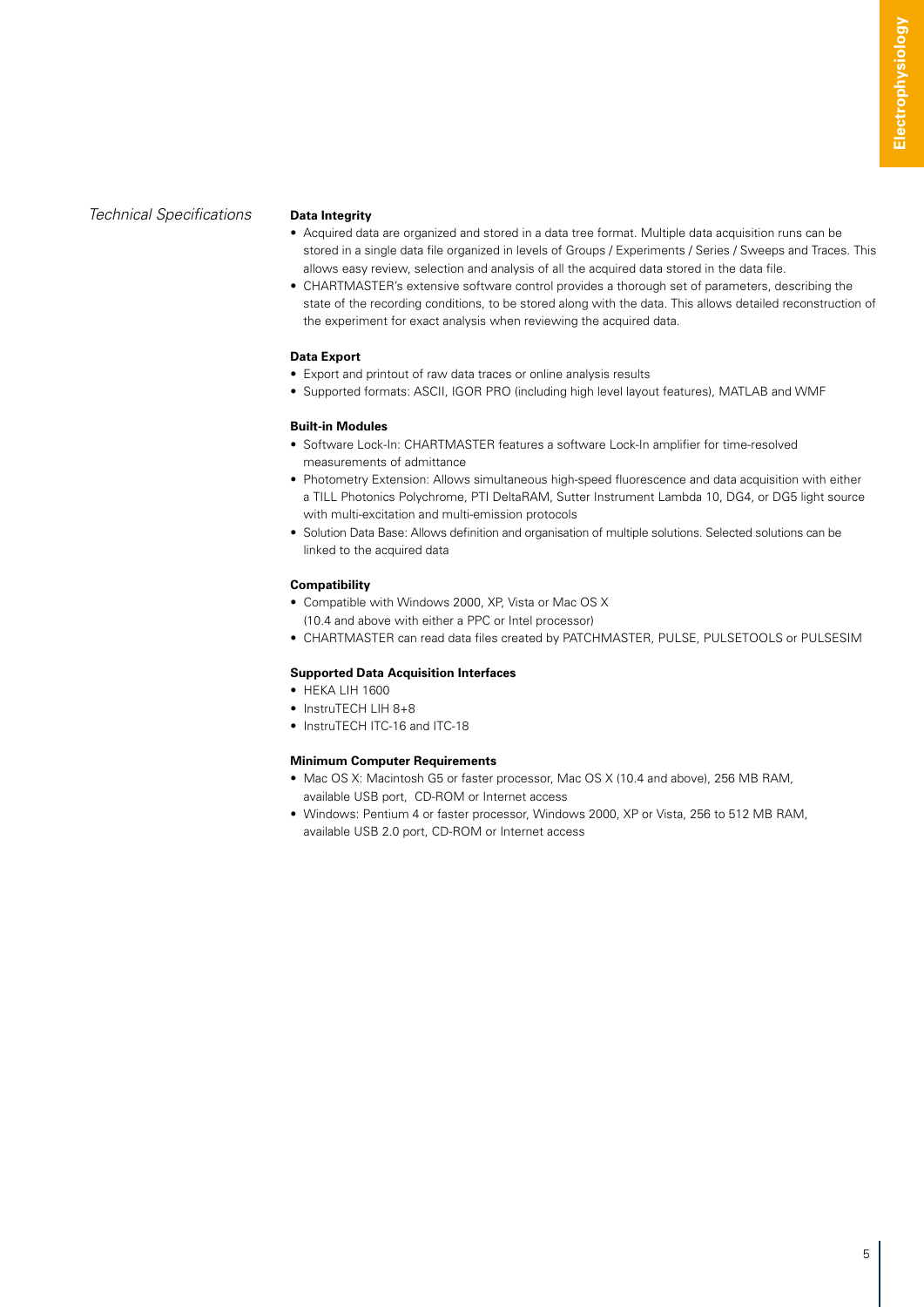## *Technical Specifications*

### Data Integrity

- Acquired data are organized and stored in a data tree format. Multiple data acquisition runs can be stored in a single data file organized in levels of Groups / Experiments / Series / Sweeps and Traces. This allows easy review, selection and analysis of all the acquired data stored in the data file.
- CHARTMASTER's extensive software control provides a thorough set of parameters, describing the state of the recording conditions, to be stored along with the data. This allows detailed reconstruction of the experiment for exact analysis when reviewing the acquired data.

### Data Export

- Export and printout of raw data traces or online analysis results
- Supported formats: ASCII, IGOR PRO (including high level layout features), MATLAB and WMF

### Built-in Modules

- Software Lock-In: CHARTMASTER features a software Lock-In amplifier for time-resolved measurements of admittance
- Photometry Extension: Allows simultaneous high-speed fluorescence and data acquisition with either a TILL Photonics Polychrome, PTI DeltaRAM, Sutter Instrument Lambda 10, DG4, or DG5 light source with multi-excitation and multi-emission protocols
- Solution Data Base: Allows definition and organisation of multiple solutions. Selected solutions can be linked to the acquired data

### Compatibility

- Compatible with Windows 2000, XP, Vista or Mac OS X (10.4 and above with either a PPC or Intel processor)
- CHARTMASTER can read data files created by PATCHMASTER, PULSE, PULSETOOLS or PULSESIM

### Supported Data Acquisition Interfaces

- HEKA LIH 1600
- InstruTECH LIH 8+8
- InstruTECH ITC-16 and ITC-18

### Minimum Computer Requirements

- Mac OS X: Macintosh G5 or faster processor, Mac OS X (10.4 and above), 256 MB RAM, available USB port, CD-ROM or Internet access
- Windows: Pentium 4 or faster processor, Windows 2000, XP or Vista, 256 to 512 MB RAM, available USB 2.0 port, CD-ROM or Internet access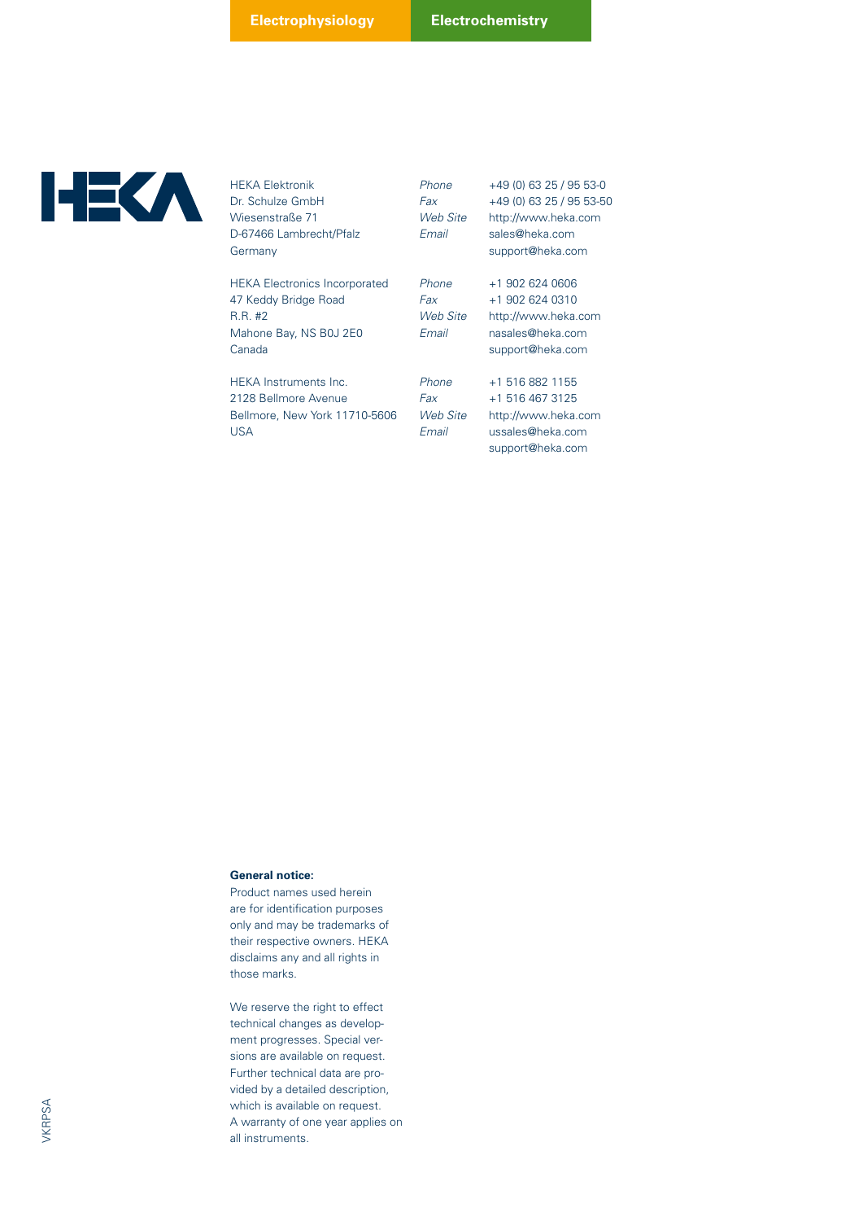Electrophysiology Electrochemistry

HEKA

HEKA Elektronik
Dr. Schulze GmbH
Wiesenstraße 71
D-67466 Lambrecht/Pfalz
Germany

*Phone* +49 (0) 63 25 / 95 53-0
*Fax* +49 (0) 63 25 / 95 53-50
*Web Site* http://www.heka.com
*Email* sales@heka.com
support@heka.com

HEKA Electronics Incorporated
47 Keddy Bridge Road
R.R. #2
Mahone Bay, NS B0J 2E0
Canada

*Phone* +1 902 624 0606
*Fax* +1 902 624 0310
*Web Site* http://www.heka.com
*Email* nasales@heka.com
support@heka.com

HEKA Instruments Inc.
2128 Bellmore Avenue
Bellmore, New York 11710-5606
USA

*Phone* +1 516 882 1155
*Fax* +1 516 467 3125
*Web Site* http://www.heka.com
*Email* ussales@heka.com
support@heka.com

**General notice:**
Product names used herein are for identification purposes only and may be trademarks of their respective owners. HEKA disclaims any and all rights in those marks.

We reserve the right to effect technical changes as development progresses. Special versions are available on request. Further technical data are provided by a detailed description, which is available on request. A warranty of one year applies on all instruments.

VKRPSA